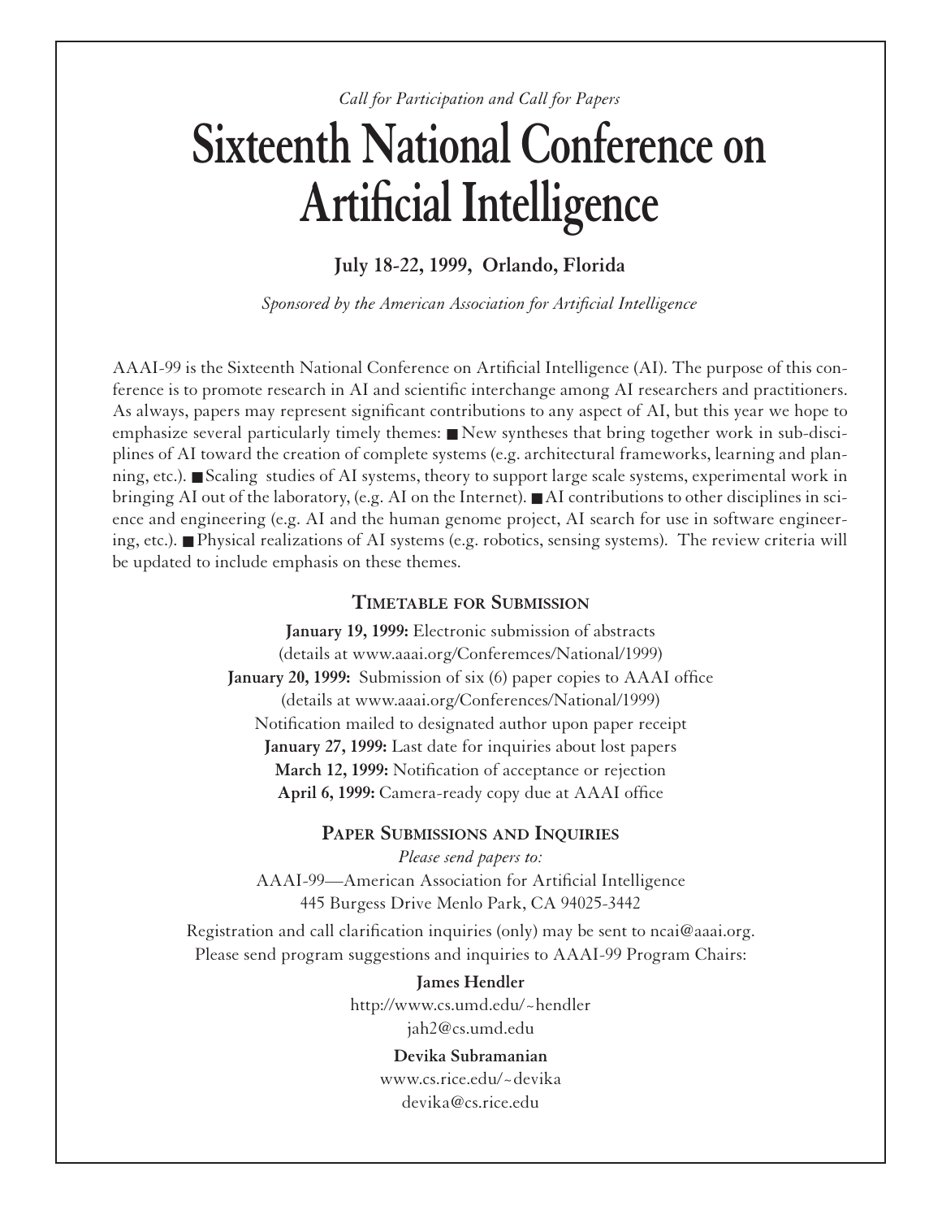*Call for Participation and Call for Papers*

# Sixteenth National Conference on Artificial Intelligence

**July 18-22, 1999, Orlando, Florida**

*Sponsored by the American Association for Artificial Intelligence*

AAAI-99 is the Sixteenth National Conference on Artificial Intelligence (AI). The purpose of this conference is to promote research in AI and scientific interchange among AI researchers and practitioners. As always, papers may represent significant contributions to any aspect of AI, but this year we hope to emphasize several particularly timely themes: ■ New syntheses that bring together work in sub-disciplines of AI toward the creation of complete systems (e.g. architectural frameworks, learning and planning, etc.). ■ Scaling studies of AI systems, theory to support large scale systems, experimental work in bringing AI out of the laboratory, (e.g. AI on the Internet). ■ AI contributions to other disciplines in science and engineering (e.g. AI and the human genome project, AI search for use in software engineering, etc.). ■ Physical realizations of AI systems (e.g. robotics, sensing systems). The review criteria will be updated to include emphasis on these themes.

## Timetable for Submission

**January 19, 1999:** Electronic submission of abstracts
(details at www.aaai.org/Conferemces/National/1999)
**January 20, 1999:** Submission of six (6) paper copies to AAAI office
(details at www.aaai.org/Conferences/National/1999)
Notification mailed to designated author upon paper receipt
**January 27, 1999:** Last date for inquiries about lost papers
**March 12, 1999:** Notification of acceptance or rejection
**April 6, 1999:** Camera-ready copy due at AAAI office

## Paper Submissions and Inquiries

*Please send papers to:*
AAAI-99—American Association for Artificial Intelligence
445 Burgess Drive Menlo Park, CA 94025-3442

Registration and call clarification inquiries (only) may be sent to ncai@aaai.org.
Please send program suggestions and inquiries to AAAI-99 Program Chairs:

**James Hendler**
http://www.cs.umd.edu/~hendler
jah2@cs.umd.edu

**Devika Subramanian**
www.cs.rice.edu/~devika
devika@cs.rice.edu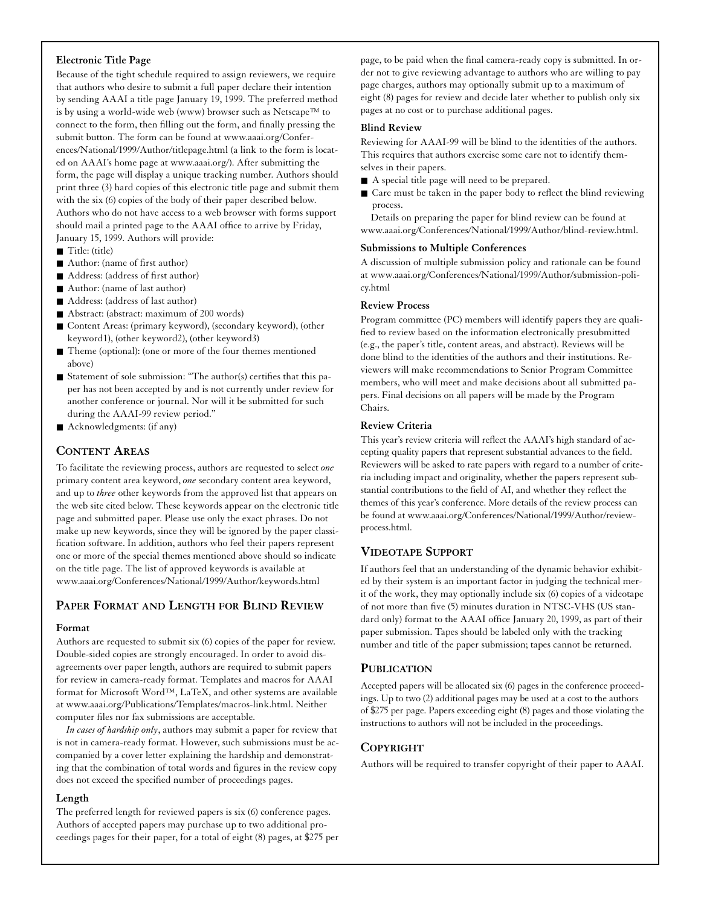### Electronic Title Page

Because of the tight schedule required to assign reviewers, we require that authors who desire to submit a full paper declare their intention by sending AAAI a title page January 19, 1999. The preferred method is by using a world-wide web (www) browser such as Netscape™ to connect to the form, then filling out the form, and finally pressing the submit button. The form can be found at www.aaai.org/Conferences/National/1999/Author/titlepage.html (a link to the form is located on AAAI's home page at www.aaai.org/). After submitting the form, the page will display a unique tracking number. Authors should print three (3) hard copies of this electronic title page and submit them with the six (6) copies of the body of their paper described below. Authors who do not have access to a web browser with forms support should mail a printed page to the AAAI office to arrive by Friday, January 15, 1999. Authors will provide:

- Title: (title)
- Author: (name of first author)
- Address: (address of first author)
- Author: (name of last author)
- Address: (address of last author)
- Abstract: (abstract: maximum of 200 words)
- Content Areas: (primary keyword), (secondary keyword), (other keyword1), (other keyword2), (other keyword3)
- Theme (optional): (one or more of the four themes mentioned above)
- Statement of sole submission: "The author(s) certifies that this paper has not been accepted by and is not currently under review for another conference or journal. Nor will it be submitted for such during the AAAI-99 review period."
- Acknowledgments: (if any)

## Content Areas

To facilitate the reviewing process, authors are requested to select *one* primary content area keyword, *one* secondary content area keyword, and up to *three* other keywords from the approved list that appears on the web site cited below. These keywords appear on the electronic title page and submitted paper. Please use only the exact phrases. Do not make up new keywords, since they will be ignored by the paper classification software. In addition, authors who feel their papers represent one or more of the special themes mentioned above should so indicate on the title page. The list of approved keywords is available at www.aaai.org/Conferences/National/1999/Author/keywords.html

## Paper Format and Length for Blind Review

### Format

Authors are requested to submit six (6) copies of the paper for review. Double-sided copies are strongly encouraged. In order to avoid disagreements over paper length, authors are required to submit papers for review in camera-ready format. Templates and macros for AAAI format for Microsoft Word™, LaTeX, and other systems are available at www.aaai.org/Publications/Templates/macros-link.html. Neither computer files nor fax submissions are acceptable.

*In cases of hardship only*, authors may submit a paper for review that is not in camera-ready format. However, such submissions must be accompanied by a cover letter explaining the hardship and demonstrating that the combination of total words and figures in the review copy does not exceed the specified number of proceedings pages.

### Length

The preferred length for reviewed papers is six (6) conference pages. Authors of accepted papers may purchase up to two additional proceedings pages for their paper, for a total of eight (8) pages, at $275 per page, to be paid when the final camera-ready copy is submitted. In order not to give reviewing advantage to authors who are willing to pay page charges, authors may optionally submit up to a maximum of eight (8) pages for review and decide later whether to publish only six pages at no cost or to purchase additional pages.

### Blind Review

Reviewing for AAAI-99 will be blind to the identities of the authors. This requires that authors exercise some care not to identify themselves in their papers.

- A special title page will need to be prepared.
- Care must be taken in the paper body to reflect the blind reviewing process.

Details on preparing the paper for blind review can be found at www.aaai.org/Conferences/National/1999/Author/blind-review.html.

### Submissions to Multiple Conferences

A discussion of multiple submission policy and rationale can be found at www.aaai.org/Conferences/National/1999/Author/submission-policy.html

### Review Process

Program committee (PC) members will identify papers they are qualified to review based on the information electronically presubmitted (e.g., the paper's title, content areas, and abstract). Reviews will be done blind to the identities of the authors and their institutions. Reviewers will make recommendations to Senior Program Committee members, who will meet and make decisions about all submitted papers. Final decisions on all papers will be made by the Program Chairs.

### Review Criteria

This year's review criteria will reflect the AAAI's high standard of accepting quality papers that represent substantial advances to the field. Reviewers will be asked to rate papers with regard to a number of criteria including impact and originality, whether the papers represent substantial contributions to the field of AI, and whether they reflect the themes of this year's conference. More details of the review process can be found at www.aaai.org/Conferences/National/1999/Author/review-process.html.

## Videotape Support

If authors feel that an understanding of the dynamic behavior exhibited by their system is an important factor in judging the technical merit of the work, they may optionally include six (6) copies of a videotape of not more than five (5) minutes duration in NTSC-VHS (US standard only) format to the AAAI office January 20, 1999, as part of their paper submission. Tapes should be labeled only with the tracking number and title of the paper submission; tapes cannot be returned.

## Publication

Accepted papers will be allocated six (6) pages in the conference proceedings. Up to two (2) additional pages may be used at a cost to the authors of $275 per page. Papers exceeding eight (8) pages and those violating the instructions to authors will not be included in the proceedings.

## Copyright

Authors will be required to transfer copyright of their paper to AAAI.